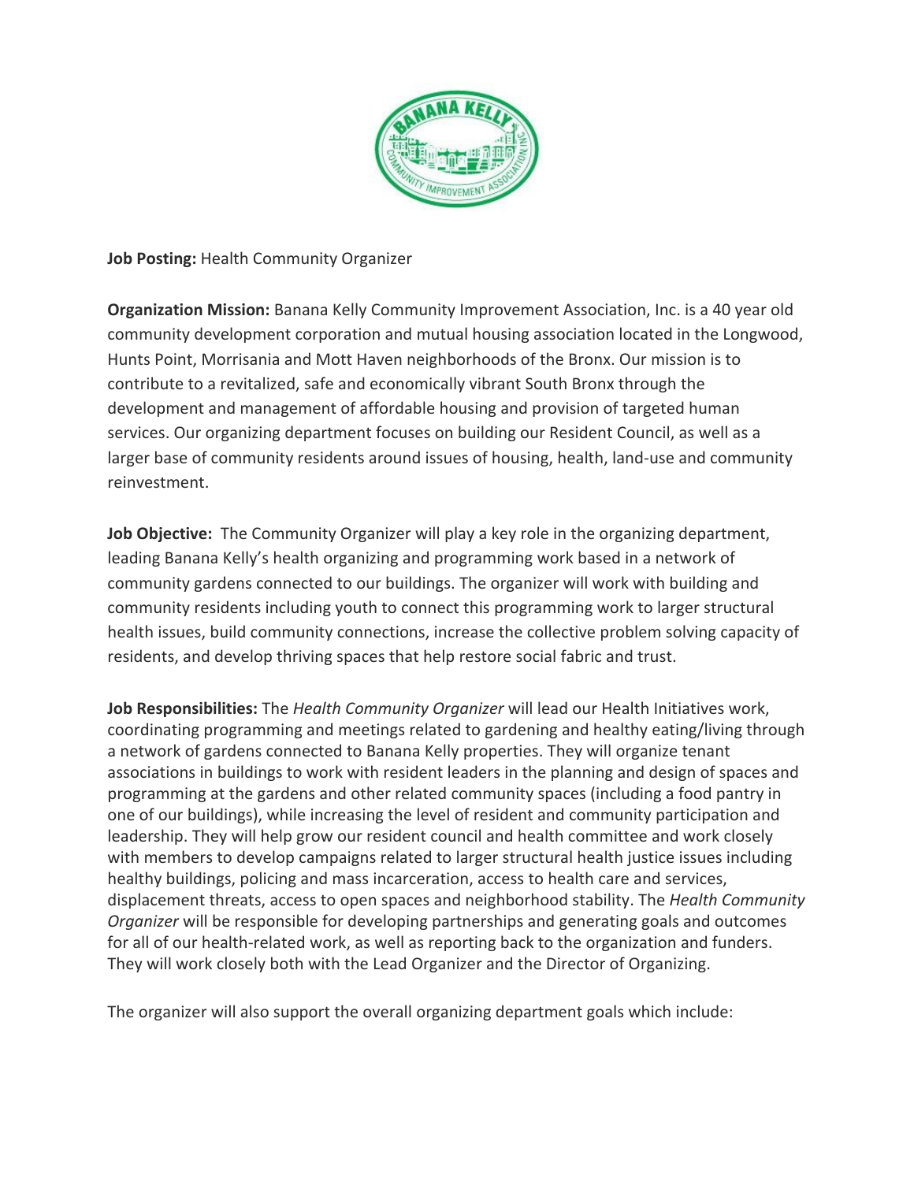**Job Posting:** Health Community Organizer

**Organization Mission:** Banana Kelly Community Improvement Association, Inc. is a 40 year old community development corporation and mutual housing association located in the Longwood, Hunts Point, Morrisania and Mott Haven neighborhoods of the Bronx. Our mission is to contribute to a revitalized, safe and economically vibrant South Bronx through the development and management of affordable housing and provision of targeted human services. Our organizing department focuses on building our Resident Council, as well as a larger base of community residents around issues of housing, health, land-use and community reinvestment.

**Job Objective:** The Community Organizer will play a key role in the organizing department, leading Banana Kelly's health organizing and programming work based in a network of community gardens connected to our buildings. The organizer will work with building and community residents including youth to connect this programming work to larger structural health issues, build community connections, increase the collective problem solving capacity of residents, and develop thriving spaces that help restore social fabric and trust.

**Job Responsibilities:** The *Health Community Organizer* will lead our Health Initiatives work, coordinating programming and meetings related to gardening and healthy eating/living through a network of gardens connected to Banana Kelly properties. They will organize tenant associations in buildings to work with resident leaders in the planning and design of spaces and programming at the gardens and other related community spaces (including a food pantry in one of our buildings), while increasing the level of resident and community participation and leadership. They will help grow our resident council and health committee and work closely with members to develop campaigns related to larger structural health justice issues including healthy buildings, policing and mass incarceration, access to health care and services, displacement threats, access to open spaces and neighborhood stability. The *Health Community Organizer* will be responsible for developing partnerships and generating goals and outcomes for all of our health-related work, as well as reporting back to the organization and funders. They will work closely both with the Lead Organizer and the Director of Organizing.

The organizer will also support the overall organizing department goals which include: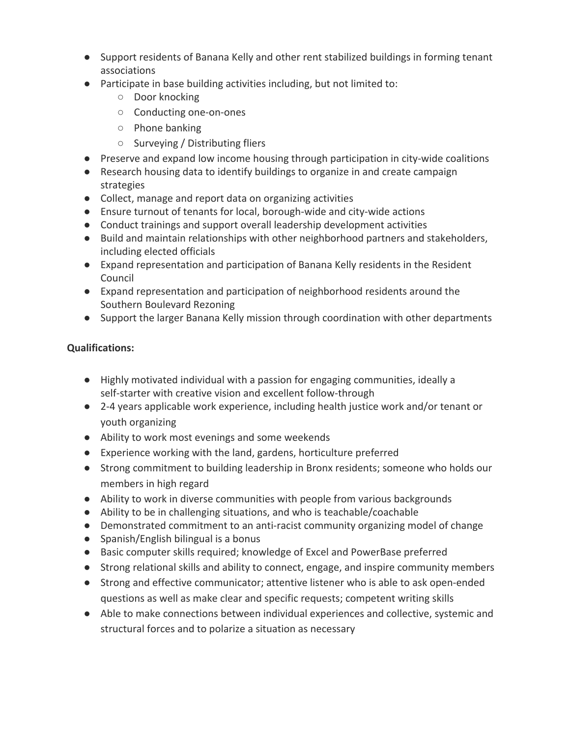- Support residents of Banana Kelly and other rent stabilized buildings in forming tenant associations
- Participate in base building activities including, but not limited to:
  - Door knocking
  - Conducting one-on-ones
  - Phone banking
  - Surveying / Distributing fliers
- Preserve and expand low income housing through participation in city-wide coalitions
- Research housing data to identify buildings to organize in and create campaign strategies
- Collect, manage and report data on organizing activities
- Ensure turnout of tenants for local, borough-wide and city-wide actions
- Conduct trainings and support overall leadership development activities
- Build and maintain relationships with other neighborhood partners and stakeholders, including elected officials
- Expand representation and participation of Banana Kelly residents in the Resident Council
- Expand representation and participation of neighborhood residents around the Southern Boulevard Rezoning
- Support the larger Banana Kelly mission through coordination with other departments

**Qualifications:**

- Highly motivated individual with a passion for engaging communities, ideally a self-starter with creative vision and excellent follow-through
- 2-4 years applicable work experience, including health justice work and/or tenant or youth organizing
- Ability to work most evenings and some weekends
- Experience working with the land, gardens, horticulture preferred
- Strong commitment to building leadership in Bronx residents; someone who holds our members in high regard
- Ability to work in diverse communities with people from various backgrounds
- Ability to be in challenging situations, and who is teachable/coachable
- Demonstrated commitment to an anti-racist community organizing model of change
- Spanish/English bilingual is a bonus
- Basic computer skills required; knowledge of Excel and PowerBase preferred
- Strong relational skills and ability to connect, engage, and inspire community members
- Strong and effective communicator; attentive listener who is able to ask open-ended questions as well as make clear and specific requests; competent writing skills
- Able to make connections between individual experiences and collective, systemic and structural forces and to polarize a situation as necessary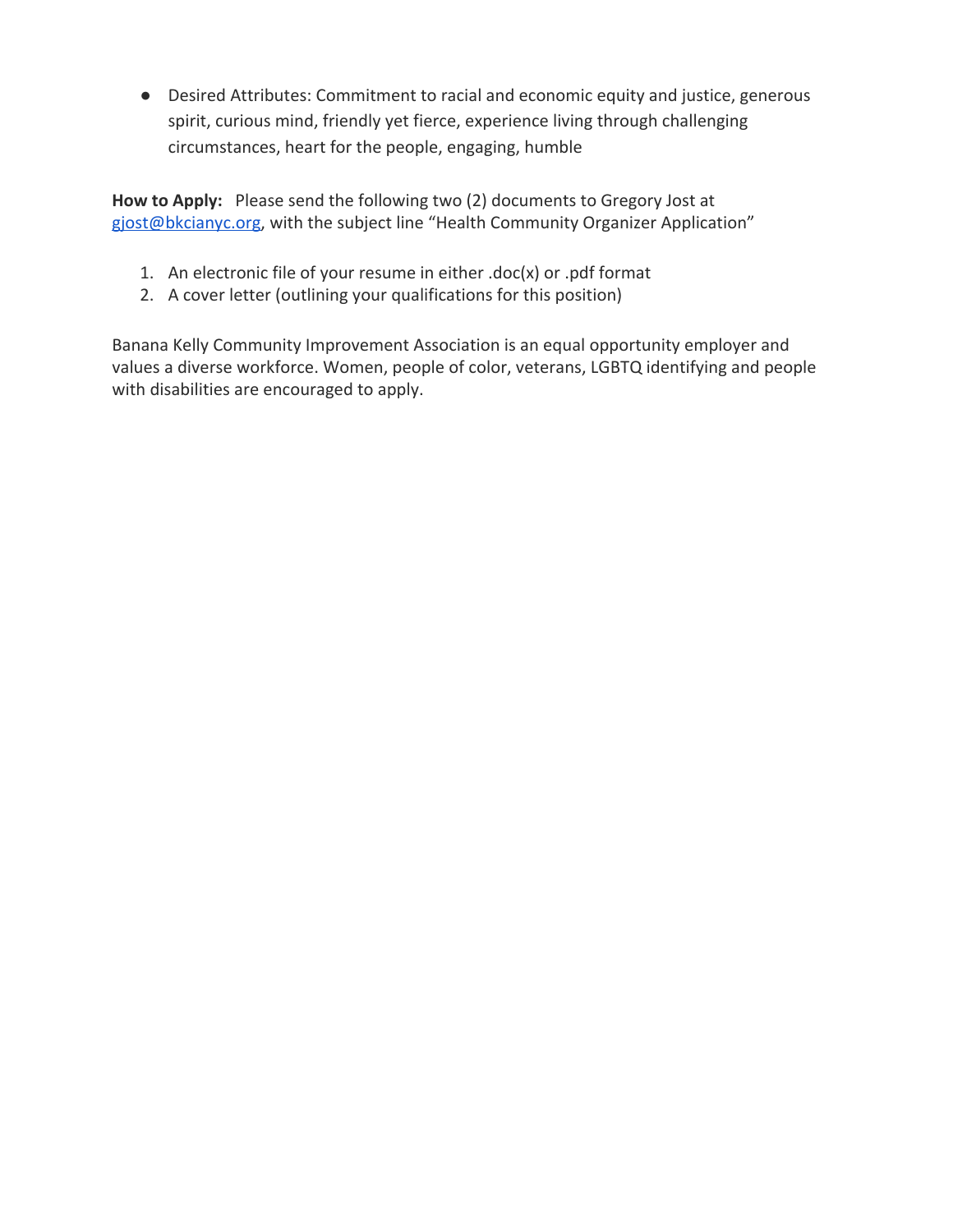- Desired Attributes: Commitment to racial and economic equity and justice, generous spirit, curious mind, friendly yet fierce, experience living through challenging circumstances, heart for the people, engaging, humble

**How to Apply:** Please send the following two (2) documents to Gregory Jost at gjost@bkcianyc.org, with the subject line "Health Community Organizer Application"

1. An electronic file of your resume in either .doc(x) or .pdf format
2. A cover letter (outlining your qualifications for this position)

Banana Kelly Community Improvement Association is an equal opportunity employer and values a diverse workforce. Women, people of color, veterans, LGBTQ identifying and people with disabilities are encouraged to apply.